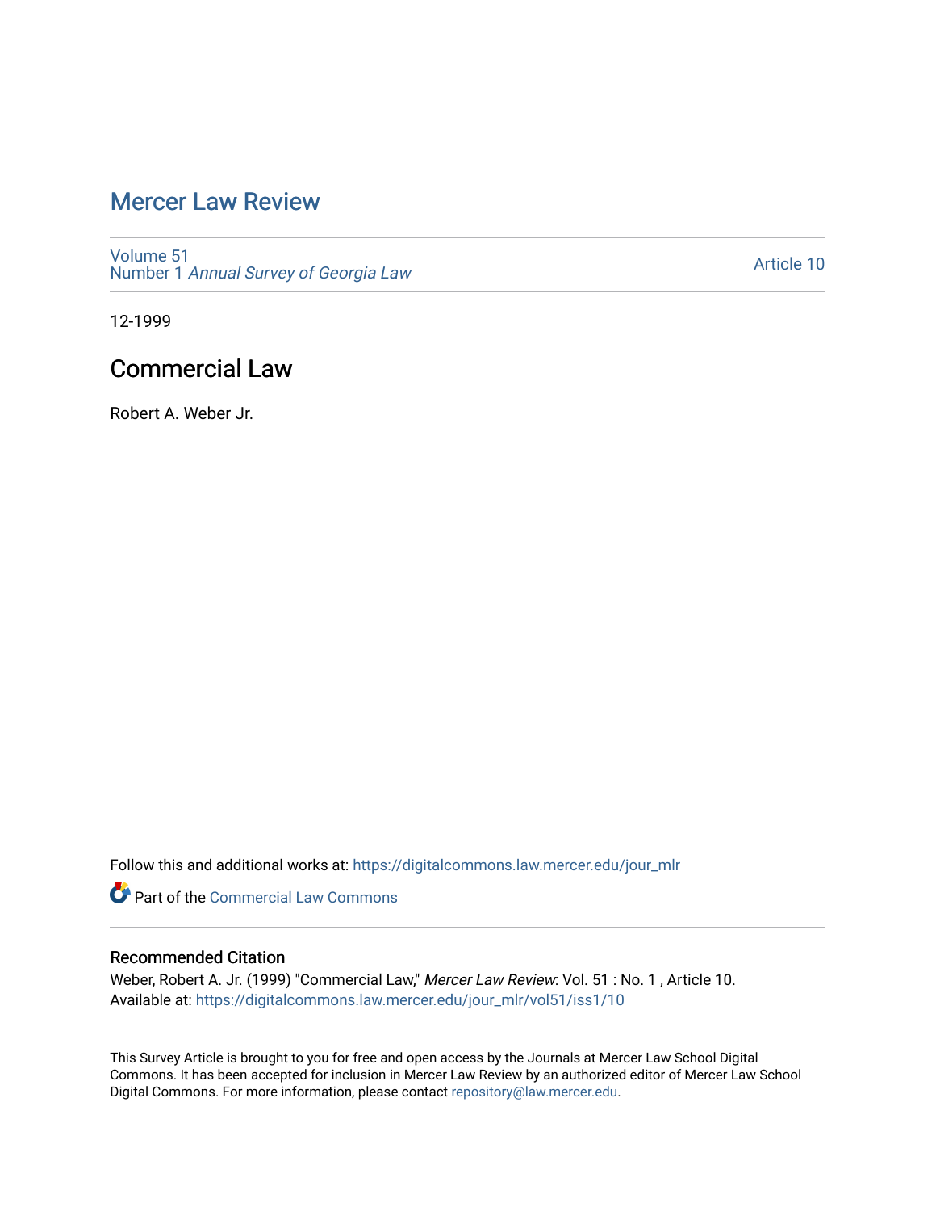# Mercer Law Review

Volume 51
Number 1 *Annual Survey of Georgia Law*

Article 10

12-1999

## Commercial Law

Robert A. Weber Jr.

Follow this and additional works at: https://digitalcommons.law.mercer.edu/jour_mlr

Part of the Commercial Law Commons

### Recommended Citation

Weber, Robert A. Jr. (1999) "Commercial Law," *Mercer Law Review*: Vol. 51 : No. 1 , Article 10.
Available at: https://digitalcommons.law.mercer.edu/jour_mlr/vol51/iss1/10

This Survey Article is brought to you for free and open access by the Journals at Mercer Law School Digital Commons. It has been accepted for inclusion in Mercer Law Review by an authorized editor of Mercer Law School Digital Commons. For more information, please contact repository@law.mercer.edu.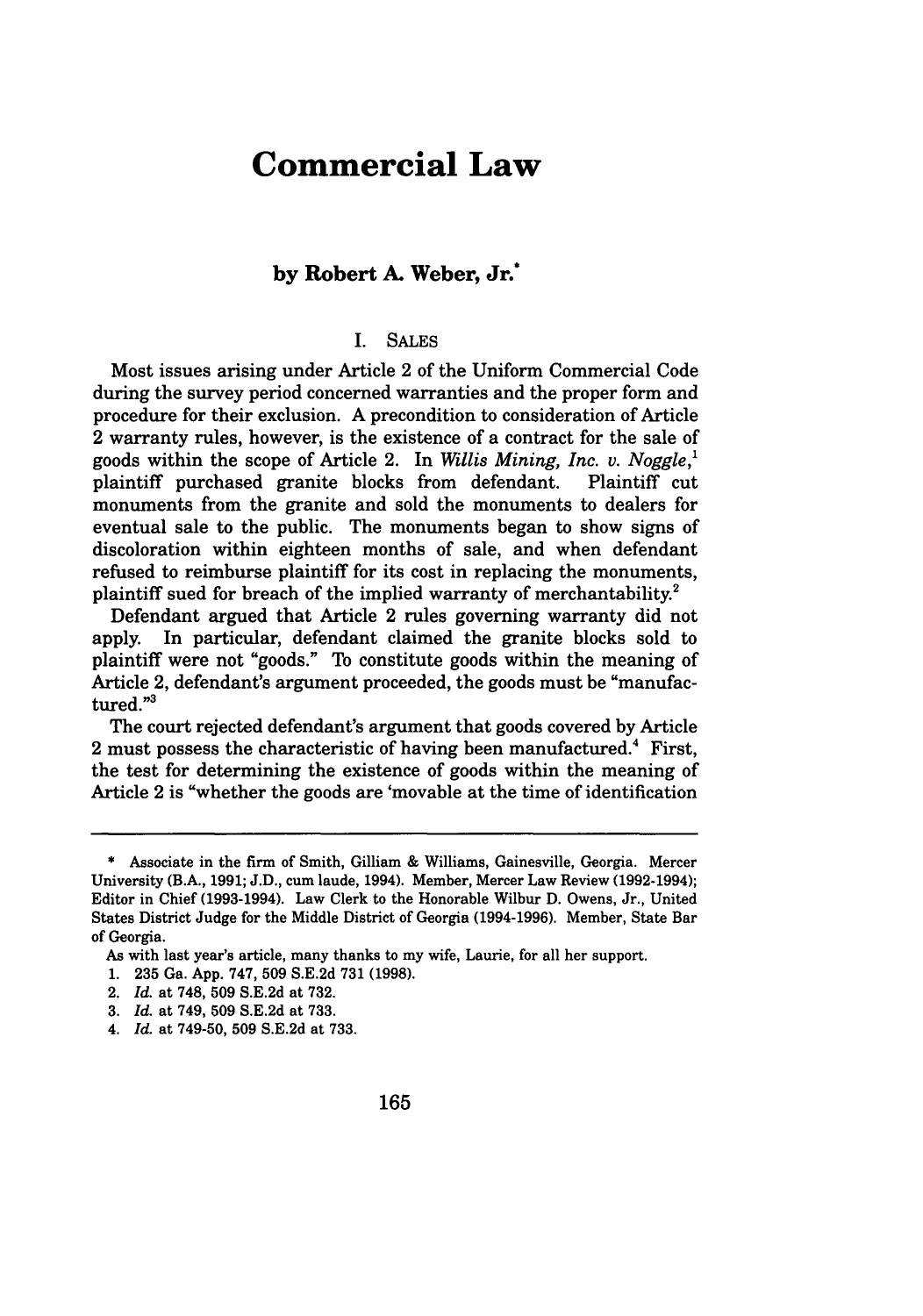# Commercial Law

### by Robert A. Weber, Jr.*

## I. SALES

Most issues arising under Article 2 of the Uniform Commercial Code during the survey period concerned warranties and the proper form and procedure for their exclusion. A precondition to consideration of Article 2 warranty rules, however, is the existence of a contract for the sale of goods within the scope of Article 2. In *Willis Mining, Inc. v. Noggle*,[1] plaintiff purchased granite blocks from defendant. Plaintiff cut monuments from the granite and sold the monuments to dealers for eventual sale to the public. The monuments began to show signs of discoloration within eighteen months of sale, and when defendant refused to reimburse plaintiff for its cost in replacing the monuments, plaintiff sued for breach of the implied warranty of merchantability.[2]

Defendant argued that Article 2 rules governing warranty did not apply. In particular, defendant claimed the granite blocks sold to plaintiff were not "goods." To constitute goods within the meaning of Article 2, defendant's argument proceeded, the goods must be "manufactured."[3]

The court rejected defendant's argument that goods covered by Article 2 must possess the characteristic of having been manufactured.[4] First, the test for determining the existence of goods within the meaning of Article 2 is "whether the goods are 'movable at the time of identification

---

\* Associate in the firm of Smith, Gilliam & Williams, Gainesville, Georgia. Mercer University (B.A., 1991; J.D., cum laude, 1994). Member, Mercer Law Review (1992-1994); Editor in Chief (1993-1994). Law Clerk to the Honorable Wilbur D. Owens, Jr., United States District Judge for the Middle District of Georgia (1994-1996). Member, State Bar of Georgia.

As with last year's article, many thanks to my wife, Laurie, for all her support.

1. 235 Ga. App. 747, 509 S.E.2d 731 (1998).
2. *Id.* at 748, 509 S.E.2d at 732.
3. *Id.* at 749, 509 S.E.2d at 733.
4. *Id.* at 749-50, 509 S.E.2d at 733.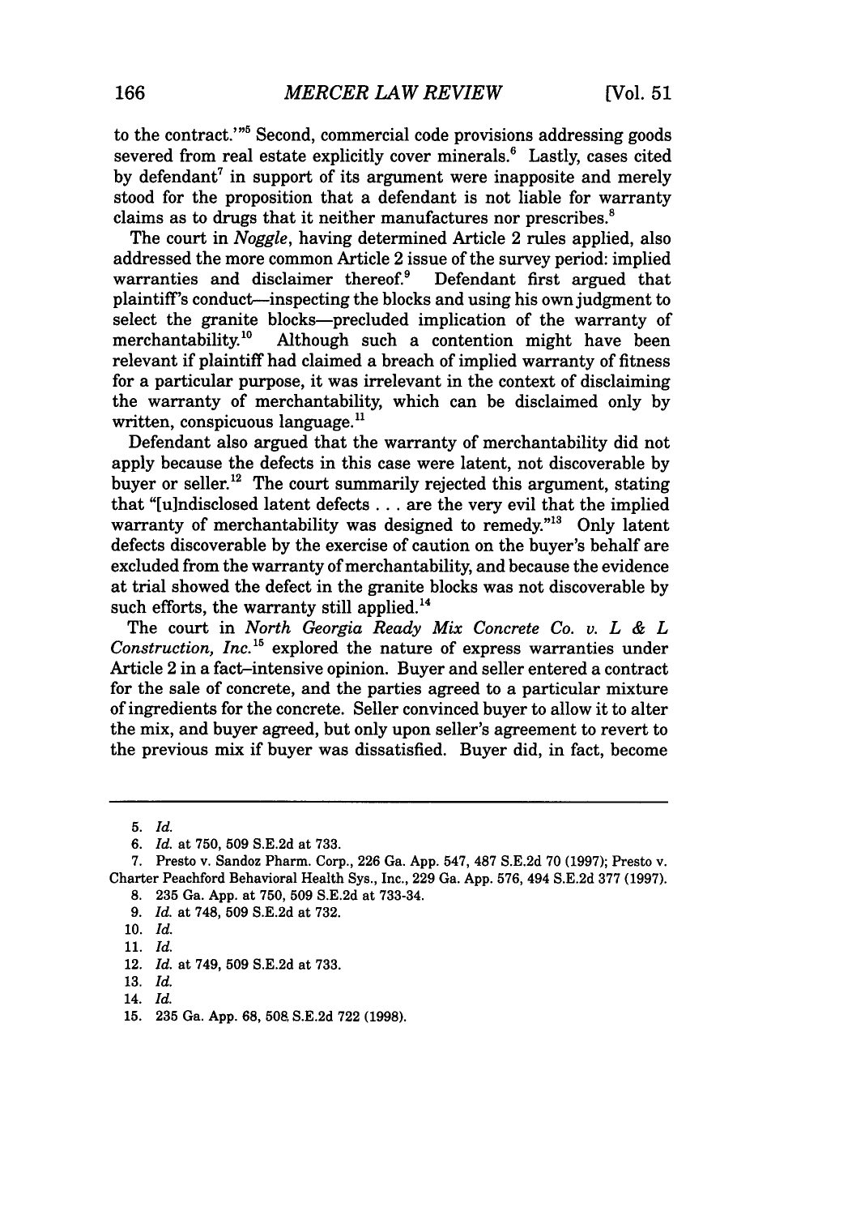to the contract.'"[5] Second, commercial code provisions addressing goods severed from real estate explicitly cover minerals.[6] Lastly, cases cited by defendant[7] in support of its argument were inapposite and merely stood for the proposition that a defendant is not liable for warranty claims as to drugs that it neither manufactures nor prescribes.[8]

The court in *Noggle*, having determined Article 2 rules applied, also addressed the more common Article 2 issue of the survey period: implied warranties and disclaimer thereof.[9] Defendant first argued that plaintiff's conduct—inspecting the blocks and using his own judgment to select the granite blocks—precluded implication of the warranty of merchantability.[10] Although such a contention might have been relevant if plaintiff had claimed a breach of implied warranty of fitness for a particular purpose, it was irrelevant in the context of disclaiming the warranty of merchantability, which can be disclaimed only by written, conspicuous language.[11]

Defendant also argued that the warranty of merchantability did not apply because the defects in this case were latent, not discoverable by buyer or seller.[12] The court summarily rejected this argument, stating that "[u]ndisclosed latent defects . . . are the very evil that the implied warranty of merchantability was designed to remedy."[13] Only latent defects discoverable by the exercise of caution on the buyer's behalf are excluded from the warranty of merchantability, and because the evidence at trial showed the defect in the granite blocks was not discoverable by such efforts, the warranty still applied.[14]

The court in *North Georgia Ready Mix Concrete Co. v. L & L Construction, Inc.*[15] explored the nature of express warranties under Article 2 in a fact-intensive opinion. Buyer and seller entered a contract for the sale of concrete, and the parties agreed to a particular mixture of ingredients for the concrete. Seller convinced buyer to allow it to alter the mix, and buyer agreed, but only upon seller's agreement to revert to the previous mix if buyer was dissatisfied. Buyer did, in fact, become

---

5. *Id.*
6. *Id.* at 750, 509 S.E.2d at 733.
7. Presto v. Sandoz Pharm. Corp., 226 Ga. App. 547, 487 S.E.2d 70 (1997); Presto v. Charter Peachford Behavioral Health Sys., Inc., 229 Ga. App. 576, 494 S.E.2d 377 (1997).
8. 235 Ga. App. at 750, 509 S.E.2d at 733-34.
9. *Id.* at 748, 509 S.E.2d at 732.
10. *Id.*
11. *Id.*
12. *Id.* at 749, 509 S.E.2d at 733.
13. *Id.*
14. *Id.*
15. 235 Ga. App. 68, 508 S.E.2d 722 (1998).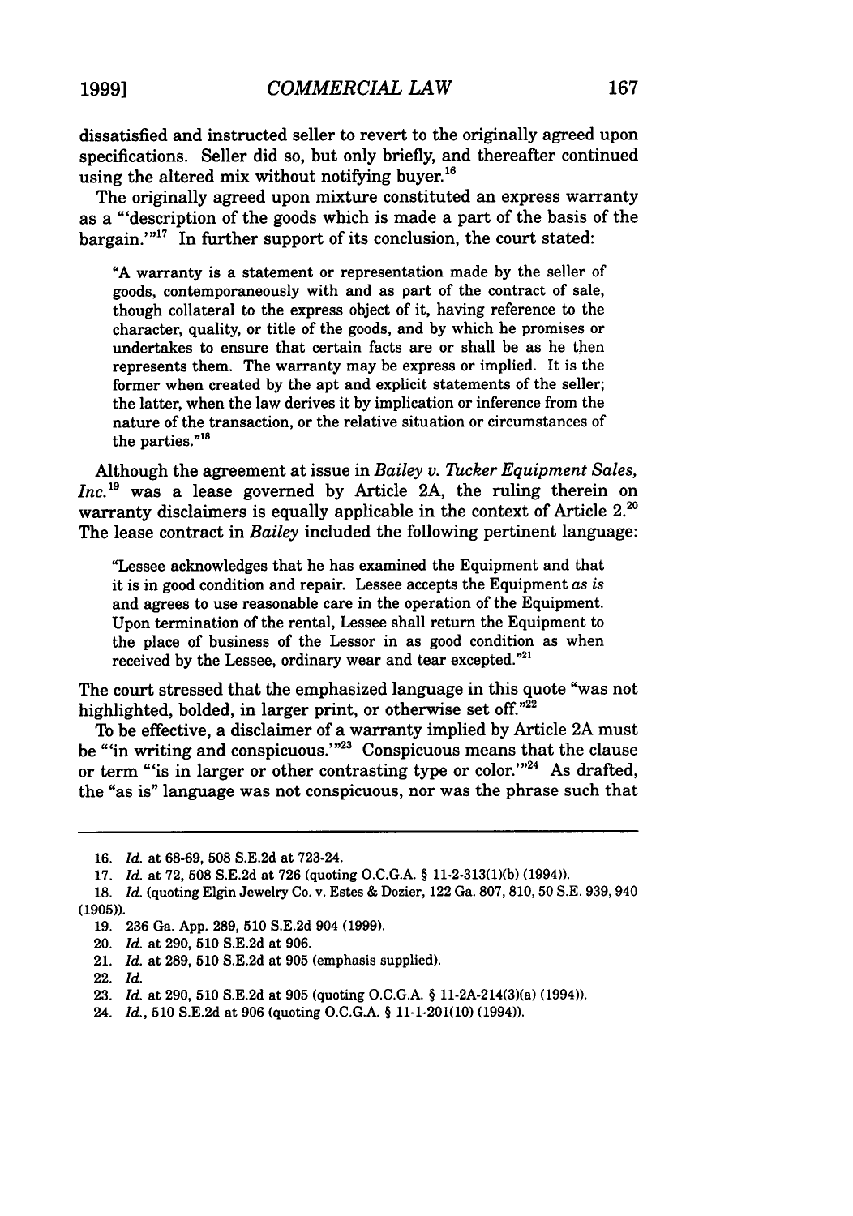dissatisfied and instructed seller to revert to the originally agreed upon specifications. Seller did so, but only briefly, and thereafter continued using the altered mix without notifying buyer.[16]

The originally agreed upon mixture constituted an express warranty as a "'description of the goods which is made a part of the basis of the bargain.'"[17] In further support of its conclusion, the court stated:

> "A warranty is a statement or representation made by the seller of goods, contemporaneously with and as part of the contract of sale, though collateral to the express object of it, having reference to the character, quality, or title of the goods, and by which he promises or undertakes to ensure that certain facts are or shall be as he then represents them. The warranty may be express or implied. It is the former when created by the apt and explicit statements of the seller; the latter, when the law derives it by implication or inference from the nature of the transaction, or the relative situation or circumstances of the parties."[18]

Although the agreement at issue in *Bailey v. Tucker Equipment Sales, Inc.*[19] was a lease governed by Article 2A, the ruling therein on warranty disclaimers is equally applicable in the context of Article 2.[20] The lease contract in *Bailey* included the following pertinent language:

> "Lessee acknowledges that he has examined the Equipment and that it is in good condition and repair. Lessee accepts the Equipment *as is* and agrees to use reasonable care in the operation of the Equipment. Upon termination of the rental, Lessee shall return the Equipment to the place of business of the Lessor in as good condition as when received by the Lessee, ordinary wear and tear excepted."[21]

The court stressed that the emphasized language in this quote "was not highlighted, bolded, in larger print, or otherwise set off."[22]

To be effective, a disclaimer of a warranty implied by Article 2A must be "'in writing and conspicuous.'"[23] Conspicuous means that the clause or term "'is in larger or other contrasting type or color.'"[24] As drafted, the "as is" language was not conspicuous, nor was the phrase such that

---

16. *Id.* at 68-69, 508 S.E.2d at 723-24.
17. *Id.* at 72, 508 S.E.2d at 726 (quoting O.C.G.A. § 11-2-313(1)(b) (1994)).
18. *Id.* (quoting Elgin Jewelry Co. v. Estes & Dozier, 122 Ga. 807, 810, 50 S.E. 939, 940 (1905)).
19. 236 Ga. App. 289, 510 S.E.2d 904 (1999).
20. *Id.* at 290, 510 S.E.2d at 906.
21. *Id.* at 289, 510 S.E.2d at 905 (emphasis supplied).
22. *Id.*
23. *Id.* at 290, 510 S.E.2d at 905 (quoting O.C.G.A. § 11-2A-214(3)(a) (1994)).
24. *Id.*, 510 S.E.2d at 906 (quoting O.C.G.A. § 11-1-201(10) (1994)).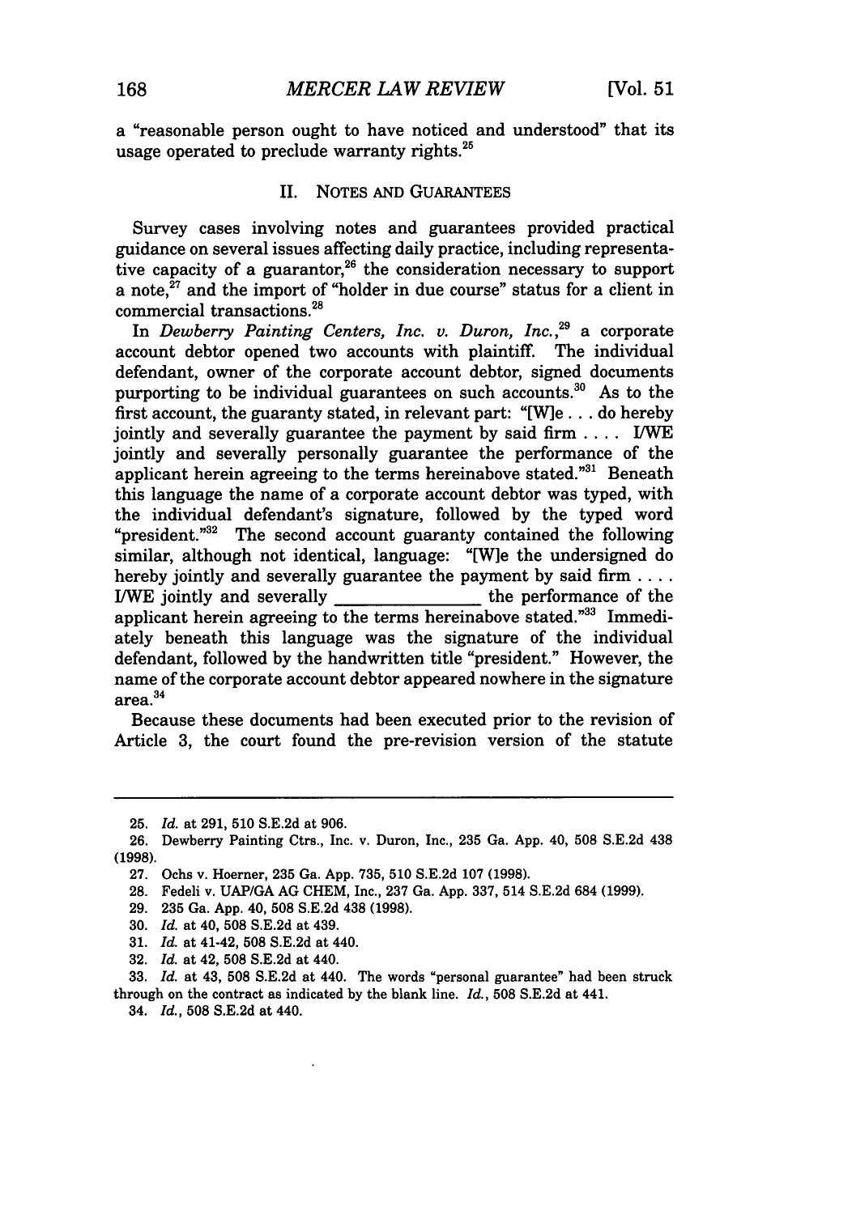a "reasonable person ought to have noticed and understood" that its usage operated to preclude warranty rights.[25]

## II. NOTES AND GUARANTEES

Survey cases involving notes and guarantees provided practical guidance on several issues affecting daily practice, including representative capacity of a guarantor,[26] the consideration necessary to support a note,[27] and the import of "holder in due course" status for a client in commercial transactions.[28]

In *Dewberry Painting Centers, Inc. v. Duron, Inc.*,[29] a corporate account debtor opened two accounts with plaintiff. The individual defendant, owner of the corporate account debtor, signed documents purporting to be individual guarantees on such accounts.[30] As to the first account, the guaranty stated, in relevant part: "[W]e . . . do hereby jointly and severally guarantee the payment by said firm . . . . I/WE jointly and severally personally guarantee the performance of the applicant herein agreeing to the terms hereinabove stated."[31] Beneath this language the name of a corporate account debtor was typed, with the individual defendant's signature, followed by the typed word "president."[32] The second account guaranty contained the following similar, although not identical, language: "[W]e the undersigned do hereby jointly and severally guarantee the payment by said firm . . . . I/WE jointly and severally _______________ the performance of the applicant herein agreeing to the terms hereinabove stated."[33] Immediately beneath this language was the signature of the individual defendant, followed by the handwritten title "president." However, the name of the corporate account debtor appeared nowhere in the signature area.[34]

Because these documents had been executed prior to the revision of Article 3, the court found the pre-revision version of the statute

---

25. *Id.* at 291, 510 S.E.2d at 906.

26. Dewberry Painting Ctrs., Inc. v. Duron, Inc., 235 Ga. App. 40, 508 S.E.2d 438 (1998).

27. Ochs v. Hoerner, 235 Ga. App. 735, 510 S.E.2d 107 (1998).

28. Fedeli v. UAP/GA AG CHEM, Inc., 237 Ga. App. 337, 514 S.E.2d 684 (1999).

29. 235 Ga. App. 40, 508 S.E.2d 438 (1998).

30. *Id.* at 40, 508 S.E.2d at 439.

31. *Id.* at 41-42, 508 S.E.2d at 440.

32. *Id.* at 42, 508 S.E.2d at 440.

33. *Id.* at 43, 508 S.E.2d at 440. The words "personal guarantee" had been struck through on the contract as indicated by the blank line. *Id.*, 508 S.E.2d at 441.

34. *Id.*, 508 S.E.2d at 440.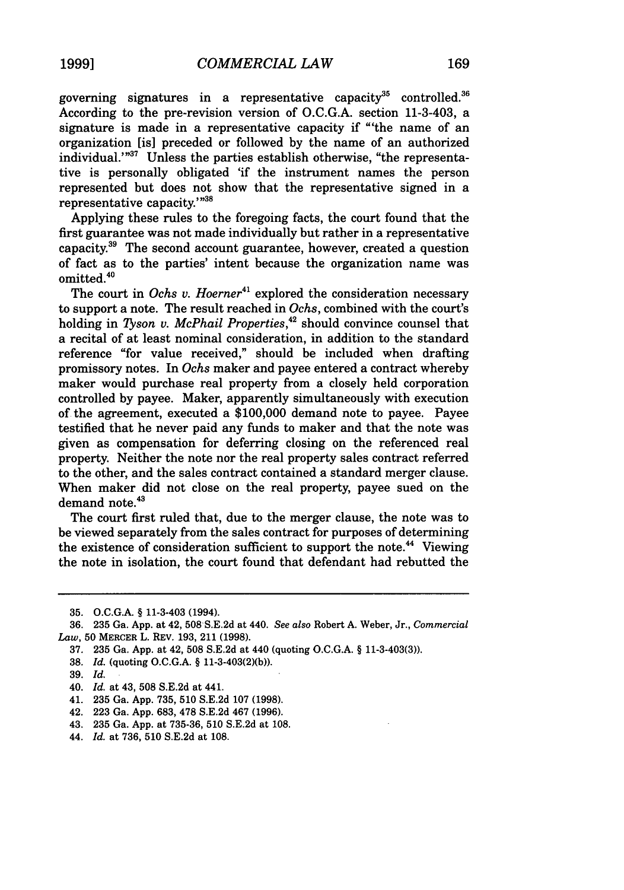governing signatures in a representative capacity[35] controlled.[36] According to the pre-revision version of O.C.G.A. section 11-3-403, a signature is made in a representative capacity if "'the name of an organization [is] preceded or followed by the name of an authorized individual.'"[37] Unless the parties establish otherwise, "the representative is personally obligated 'if the instrument names the person represented but does not show that the representative signed in a representative capacity.'"[38]

Applying these rules to the foregoing facts, the court found that the first guarantee was not made individually but rather in a representative capacity.[39] The second account guarantee, however, created a question of fact as to the parties' intent because the organization name was omitted.[40]

The court in *Ochs v. Hoerner*[41] explored the consideration necessary to support a note. The result reached in *Ochs*, combined with the court's holding in *Tyson v. McPhail Properties*,[42] should convince counsel that a recital of at least nominal consideration, in addition to the standard reference "for value received," should be included when drafting promissory notes. In *Ochs* maker and payee entered a contract whereby maker would purchase real property from a closely held corporation controlled by payee. Maker, apparently simultaneously with execution of the agreement, executed a $100,000 demand note to payee. Payee testified that he never paid any funds to maker and that the note was given as compensation for deferring closing on the referenced real property. Neither the note nor the real property sales contract referred to the other, and the sales contract contained a standard merger clause. When maker did not close on the real property, payee sued on the demand note.[43]

The court first ruled that, due to the merger clause, the note was to be viewed separately from the sales contract for purposes of determining the existence of consideration sufficient to support the note.[44] Viewing the note in isolation, the court found that defendant had rebutted the

---

35. O.C.G.A. § 11-3-403 (1994).

36. 235 Ga. App. at 42, 508 S.E.2d at 440. *See also* Robert A. Weber, Jr., *Commercial Law*, 50 MERCER L. REV. 193, 211 (1998).

37. 235 Ga. App. at 42, 508 S.E.2d at 440 (quoting O.C.G.A. § 11-3-403(3)).

38. *Id.* (quoting O.C.G.A. § 11-3-403(2)(b)).

39. *Id.*

40. *Id.* at 43, 508 S.E.2d at 441.

41. 235 Ga. App. 735, 510 S.E.2d 107 (1998).

42. 223 Ga. App. 683, 478 S.E.2d 467 (1996).

43. 235 Ga. App. at 735-36, 510 S.E.2d at 108.

44. *Id.* at 736, 510 S.E.2d at 108.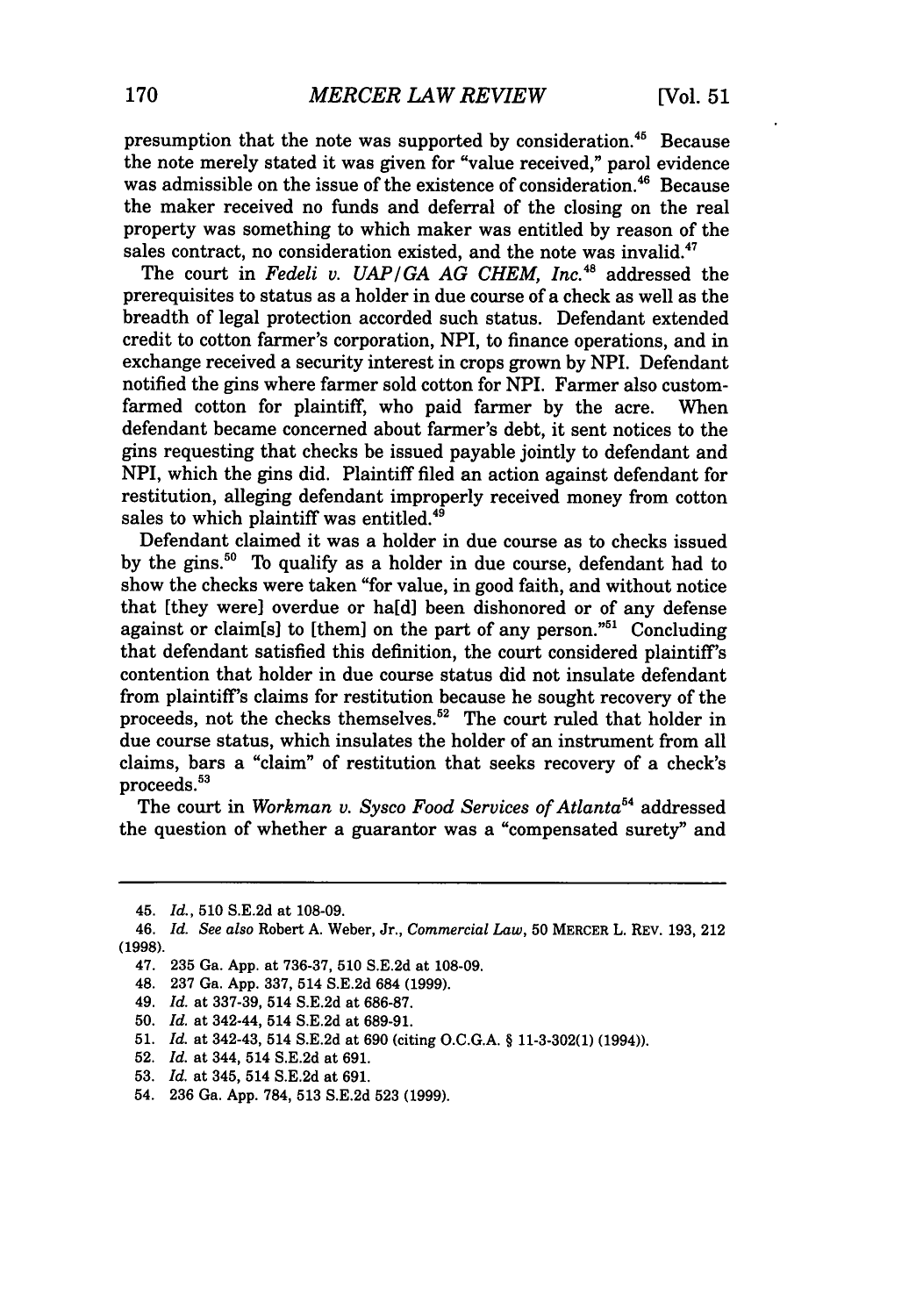presumption that the note was supported by consideration.[45] Because the note merely stated it was given for "value received," parol evidence was admissible on the issue of the existence of consideration.[46] Because the maker received no funds and deferral of the closing on the real property was something to which maker was entitled by reason of the sales contract, no consideration existed, and the note was invalid.[47]

The court in *Fedeli v. UAP/GA AG CHEM, Inc.*[48] addressed the prerequisites to status as a holder in due course of a check as well as the breadth of legal protection accorded such status. Defendant extended credit to cotton farmer's corporation, NPI, to finance operations, and in exchange received a security interest in crops grown by NPI. Defendant notified the gins where farmer sold cotton for NPI. Farmer also custom-farmed cotton for plaintiff, who paid farmer by the acre. When defendant became concerned about farmer's debt, it sent notices to the gins requesting that checks be issued payable jointly to defendant and NPI, which the gins did. Plaintiff filed an action against defendant for restitution, alleging defendant improperly received money from cotton sales to which plaintiff was entitled.[49]

Defendant claimed it was a holder in due course as to checks issued by the gins.[50] To qualify as a holder in due course, defendant had to show the checks were taken "for value, in good faith, and without notice that [they were] overdue or ha[d] been dishonored or of any defense against or claim[s] to [them] on the part of any person."[51] Concluding that defendant satisfied this definition, the court considered plaintiff's contention that holder in due course status did not insulate defendant from plaintiff's claims for restitution because he sought recovery of the proceeds, not the checks themselves.[52] The court ruled that holder in due course status, which insulates the holder of an instrument from all claims, bars a "claim" of restitution that seeks recovery of a check's proceeds.[53]

The court in *Workman v. Sysco Food Services of Atlanta*[54] addressed the question of whether a guarantor was a "compensated surety" and

---

45. *Id.*, 510 S.E.2d at 108-09.

46. *Id. See also* Robert A. Weber, Jr., *Commercial Law*, 50 MERCER L. REV. 193, 212 (1998).

47. 235 Ga. App. at 736-37, 510 S.E.2d at 108-09.

48. 237 Ga. App. 337, 514 S.E.2d 684 (1999).

49. *Id.* at 337-39, 514 S.E.2d at 686-87.

50. *Id.* at 342-44, 514 S.E.2d at 689-91.

51. *Id.* at 342-43, 514 S.E.2d at 690 (citing O.C.G.A. § 11-3-302(1) (1994)).

52. *Id.* at 344, 514 S.E.2d at 691.

53. *Id.* at 345, 514 S.E.2d at 691.

54. 236 Ga. App. 784, 513 S.E.2d 523 (1999).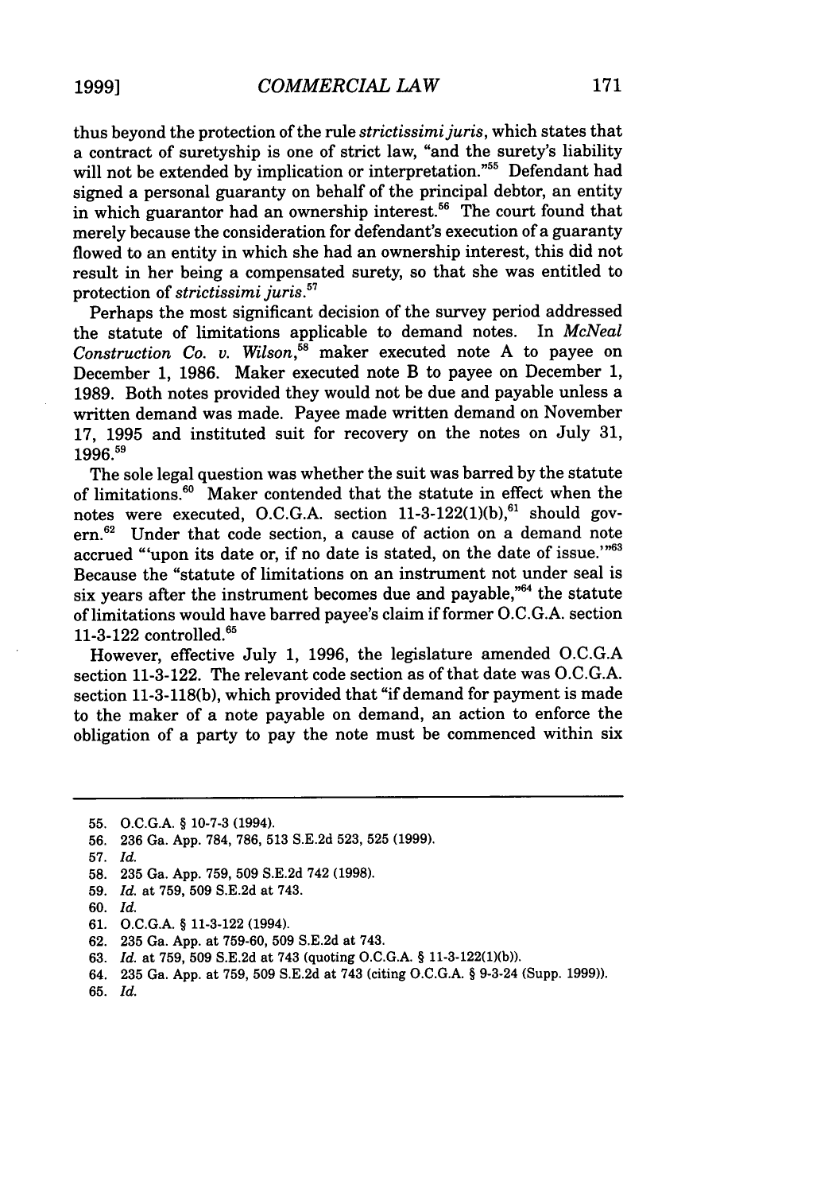thus beyond the protection of the rule *strictissimi juris*, which states that a contract of suretyship is one of strict law, "and the surety's liability will not be extended by implication or interpretation."[55] Defendant had signed a personal guaranty on behalf of the principal debtor, an entity in which guarantor had an ownership interest.[56] The court found that merely because the consideration for defendant's execution of a guaranty flowed to an entity in which she had an ownership interest, this did not result in her being a compensated surety, so that she was entitled to protection of *strictissimi juris*.[57]

Perhaps the most significant decision of the survey period addressed the statute of limitations applicable to demand notes. In *McNeal Construction Co. v. Wilson*,[58] maker executed note A to payee on December 1, 1986. Maker executed note B to payee on December 1, 1989. Both notes provided they would not be due and payable unless a written demand was made. Payee made written demand on November 17, 1995 and instituted suit for recovery on the notes on July 31, 1996.[59]

The sole legal question was whether the suit was barred by the statute of limitations.[60] Maker contended that the statute in effect when the notes were executed, O.C.G.A. section 11-3-122(1)(b),[61] should govern.[62] Under that code section, a cause of action on a demand note accrued "'upon its date or, if no date is stated, on the date of issue.'"[63] Because the "statute of limitations on an instrument not under seal is six years after the instrument becomes due and payable,"[64] the statute of limitations would have barred payee's claim if former O.C.G.A. section 11-3-122 controlled.[65]

However, effective July 1, 1996, the legislature amended O.C.G.A section 11-3-122. The relevant code section as of that date was O.C.G.A. section 11-3-118(b), which provided that "if demand for payment is made to the maker of a note payable on demand, an action to enforce the obligation of a party to pay the note must be commenced within six

---

55. O.C.G.A. § 10-7-3 (1994).
56. 236 Ga. App. 784, 786, 513 S.E.2d 523, 525 (1999).
57. *Id.*
58. 235 Ga. App. 759, 509 S.E.2d 742 (1998).
59. *Id.* at 759, 509 S.E.2d at 743.
60. *Id.*
61. O.C.G.A. § 11-3-122 (1994).
62. 235 Ga. App. at 759-60, 509 S.E.2d at 743.
63. *Id.* at 759, 509 S.E.2d at 743 (quoting O.C.G.A. § 11-3-122(1)(b)).
64. 235 Ga. App. at 759, 509 S.E.2d at 743 (citing O.C.G.A. § 9-3-24 (Supp. 1999)).
65. *Id.*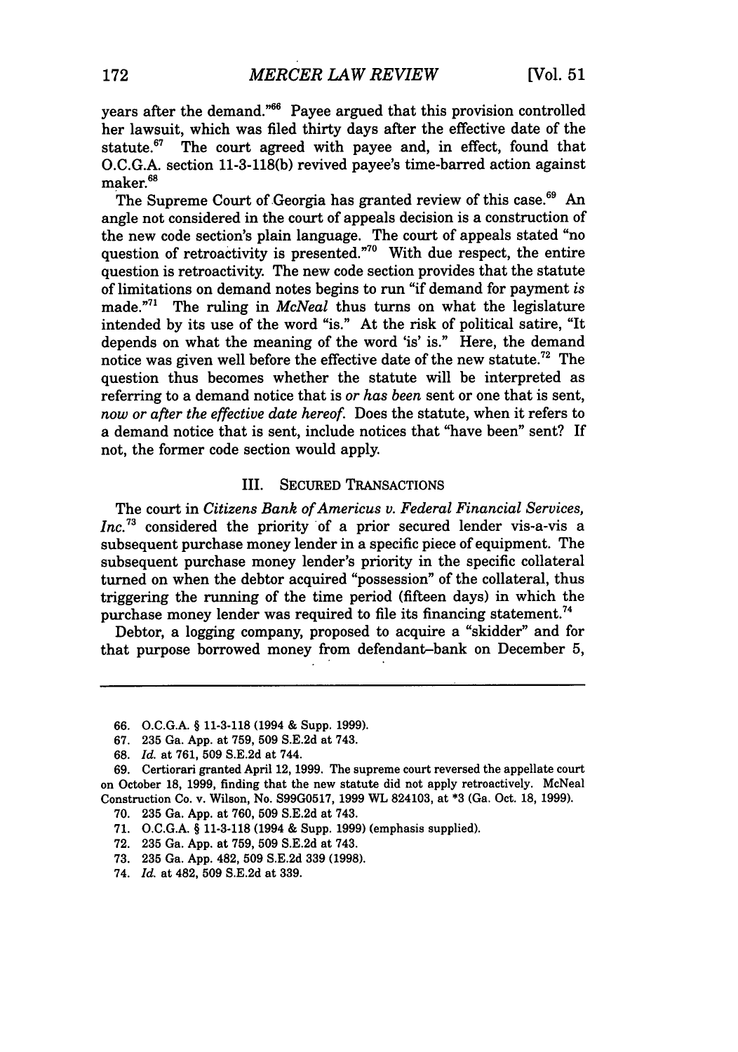years after the demand."[66] Payee argued that this provision controlled her lawsuit, which was filed thirty days after the effective date of the statute.[67] The court agreed with payee and, in effect, found that O.C.G.A. section 11-3-118(b) revived payee's time-barred action against maker.[68]

The Supreme Court of Georgia has granted review of this case.[69] An angle not considered in the court of appeals decision is a construction of the new code section's plain language. The court of appeals stated "no question of retroactivity is presented."[70] With due respect, the entire question is retroactivity. The new code section provides that the statute of limitations on demand notes begins to run "if demand for payment *is* made."[71] The ruling in *McNeal* thus turns on what the legislature intended by its use of the word "is." At the risk of political satire, "It depends on what the meaning of the word 'is' is." Here, the demand notice was given well before the effective date of the new statute.[72] The question thus becomes whether the statute will be interpreted as referring to a demand notice that is *or has been* sent or one that is sent, *now or after the effective date hereof*. Does the statute, when it refers to a demand notice that is sent, include notices that "have been" sent? If not, the former code section would apply.

## III. SECURED TRANSACTIONS

The court in *Citizens Bank of Americus v. Federal Financial Services, Inc.*[73] considered the priority of a prior secured lender vis-a-vis a subsequent purchase money lender in a specific piece of equipment. The subsequent purchase money lender's priority in the specific collateral turned on when the debtor acquired "possession" of the collateral, thus triggering the running of the time period (fifteen days) in which the purchase money lender was required to file its financing statement.[74]

Debtor, a logging company, proposed to acquire a "skidder" and for that purpose borrowed money from defendant-bank on December 5,

---

66. O.C.G.A. § 11-3-118 (1994 & Supp. 1999).

67. 235 Ga. App. at 759, 509 S.E.2d at 743.

68. *Id.* at 761, 509 S.E.2d at 744.

69. Certiorari granted April 12, 1999. The supreme court reversed the appellate court on October 18, 1999, finding that the new statute did not apply retroactively. McNeal Construction Co. v. Wilson, No. S99G0517, 1999 WL 824103, at *3 (Ga. Oct. 18, 1999).

70. 235 Ga. App. at 760, 509 S.E.2d at 743.

71. O.C.G.A. § 11-3-118 (1994 & Supp. 1999) (emphasis supplied).

72. 235 Ga. App. at 759, 509 S.E.2d at 743.

73. 235 Ga. App. 482, 509 S.E.2d 339 (1998).

74. *Id.* at 482, 509 S.E.2d at 339.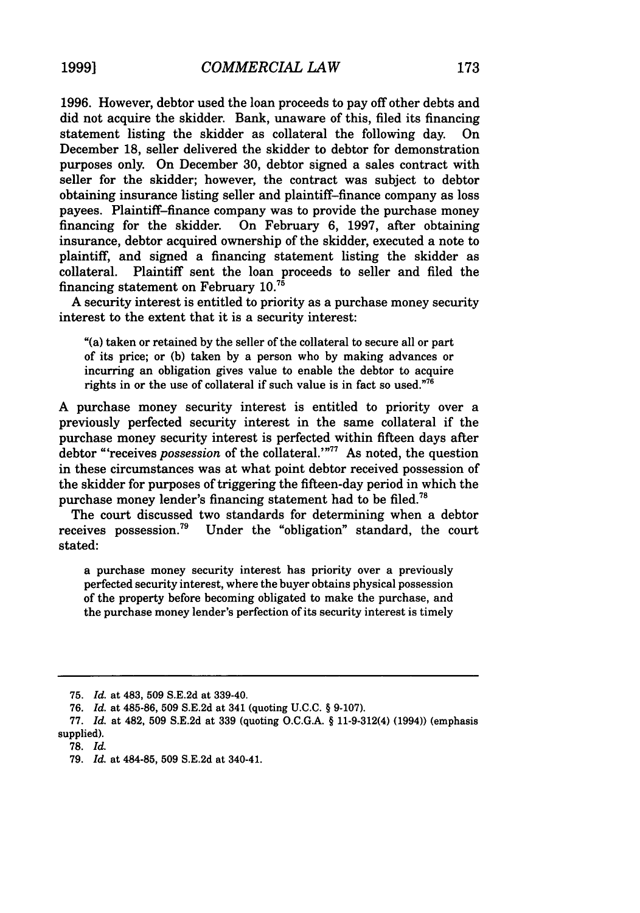1996. However, debtor used the loan proceeds to pay off other debts and did not acquire the skidder. Bank, unaware of this, filed its financing statement listing the skidder as collateral the following day. On December 18, seller delivered the skidder to debtor for demonstration purposes only. On December 30, debtor signed a sales contract with seller for the skidder; however, the contract was subject to debtor obtaining insurance listing seller and plaintiff-finance company as loss payees. Plaintiff-finance company was to provide the purchase money financing for the skidder. On February 6, 1997, after obtaining insurance, debtor acquired ownership of the skidder, executed a note to plaintiff, and signed a financing statement listing the skidder as collateral. Plaintiff sent the loan proceeds to seller and filed the financing statement on February 10.[75]

A security interest is entitled to priority as a purchase money security interest to the extent that it is a security interest:

> "(a) taken or retained by the seller of the collateral to secure all or part of its price; or (b) taken by a person who by making advances or incurring an obligation gives value to enable the debtor to acquire rights in or the use of collateral if such value is in fact so used."[76]

A purchase money security interest is entitled to priority over a previously perfected security interest in the same collateral if the purchase money security interest is perfected within fifteen days after debtor "'receives *possession* of the collateral.'"[77] As noted, the question in these circumstances was at what point debtor received possession of the skidder for purposes of triggering the fifteen-day period in which the purchase money lender's financing statement had to be filed.[78]

The court discussed two standards for determining when a debtor receives possession.[79] Under the "obligation" standard, the court stated:

> a purchase money security interest has priority over a previously perfected security interest, where the buyer obtains physical possession of the property before becoming obligated to make the purchase, and the purchase money lender's perfection of its security interest is timely

---

75. *Id.* at 483, 509 S.E.2d at 339-40.

76. *Id.* at 485-86, 509 S.E.2d at 341 (quoting U.C.C. § 9-107).

77. *Id.* at 482, 509 S.E.2d at 339 (quoting O.C.G.A. § 11-9-312(4) (1994)) (emphasis supplied).

78. *Id.*

79. *Id.* at 484-85, 509 S.E.2d at 340-41.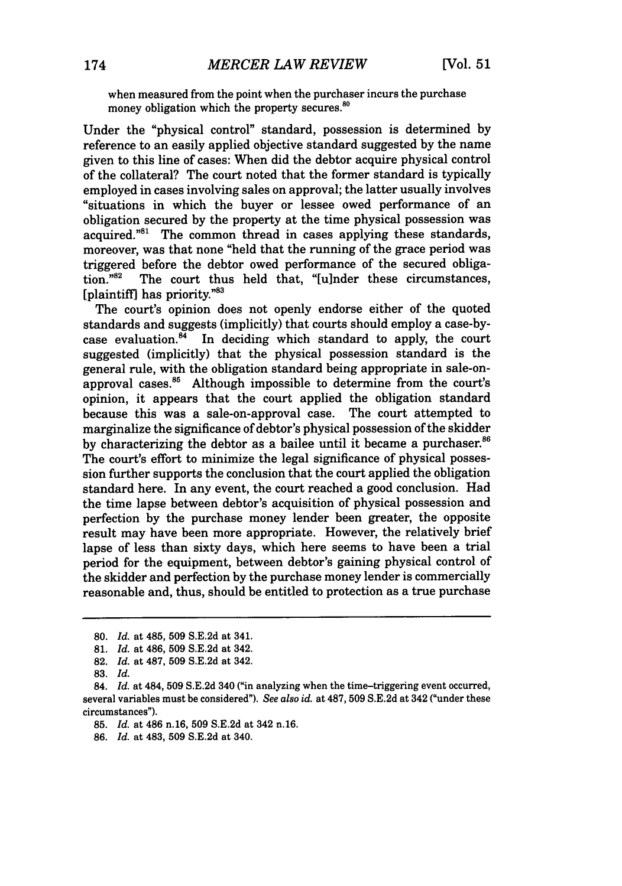when measured from the point when the purchaser incurs the purchase money obligation which the property secures.[80]

Under the "physical control" standard, possession is determined by reference to an easily applied objective standard suggested by the name given to this line of cases: When did the debtor acquire physical control of the collateral? The court noted that the former standard is typically employed in cases involving sales on approval; the latter usually involves "situations in which the buyer or lessee owed performance of an obligation secured by the property at the time physical possession was acquired."[81] The common thread in cases applying these standards, moreover, was that none "held that the running of the grace period was triggered before the debtor owed performance of the secured obligation."[82] The court thus held that, "[u]nder these circumstances, [plaintiff] has priority."[83]

The court's opinion does not openly endorse either of the quoted standards and suggests (implicitly) that courts should employ a case-by-case evaluation.[84] In deciding which standard to apply, the court suggested (implicitly) that the physical possession standard is the general rule, with the obligation standard being appropriate in sale-on-approval cases.[85] Although impossible to determine from the court's opinion, it appears that the court applied the obligation standard because this was a sale-on-approval case. The court attempted to marginalize the significance of debtor's physical possession of the skidder by characterizing the debtor as a bailee until it became a purchaser.[86] The court's effort to minimize the legal significance of physical possession further supports the conclusion that the court applied the obligation standard here. In any event, the court reached a good conclusion. Had the time lapse between debtor's acquisition of physical possession and perfection by the purchase money lender been greater, the opposite result may have been more appropriate. However, the relatively brief lapse of less than sixty days, which here seems to have been a trial period for the equipment, between debtor's gaining physical control of the skidder and perfection by the purchase money lender is commercially reasonable and, thus, should be entitled to protection as a true purchase

---

80. *Id.* at 485, 509 S.E.2d at 341.

81. *Id.* at 486, 509 S.E.2d at 342.

82. *Id.* at 487, 509 S.E.2d at 342.

83. *Id.*

84. *Id.* at 484, 509 S.E.2d 340 ("in analyzing when the time-triggering event occurred, several variables must be considered"). *See also id.* at 487, 509 S.E.2d at 342 ("under these circumstances").

85. *Id.* at 486 n.16, 509 S.E.2d at 342 n.16.

86. *Id.* at 483, 509 S.E.2d at 340.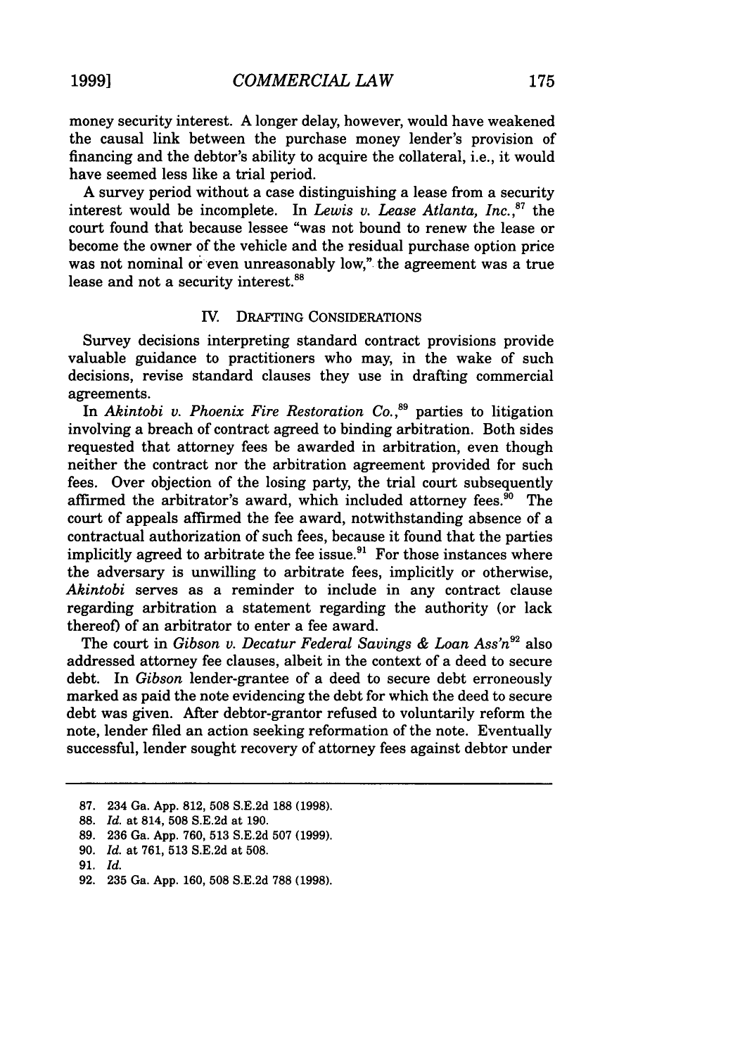money security interest. A longer delay, however, would have weakened the causal link between the purchase money lender's provision of financing and the debtor's ability to acquire the collateral, i.e., it would have seemed less like a trial period.

A survey period without a case distinguishing a lease from a security interest would be incomplete. In *Lewis v. Lease Atlanta, Inc.*,[87] the court found that because lessee "was not bound to renew the lease or become the owner of the vehicle and the residual purchase option price was not nominal or even unreasonably low," the agreement was a true lease and not a security interest.[88]

## IV. DRAFTING CONSIDERATIONS

Survey decisions interpreting standard contract provisions provide valuable guidance to practitioners who may, in the wake of such decisions, revise standard clauses they use in drafting commercial agreements.

In *Akintobi v. Phoenix Fire Restoration Co.*,[89] parties to litigation involving a breach of contract agreed to binding arbitration. Both sides requested that attorney fees be awarded in arbitration, even though neither the contract nor the arbitration agreement provided for such fees. Over objection of the losing party, the trial court subsequently affirmed the arbitrator's award, which included attorney fees.[90] The court of appeals affirmed the fee award, notwithstanding absence of a contractual authorization of such fees, because it found that the parties implicitly agreed to arbitrate the fee issue.[91] For those instances where the adversary is unwilling to arbitrate fees, implicitly or otherwise, *Akintobi* serves as a reminder to include in any contract clause regarding arbitration a statement regarding the authority (or lack thereof) of an arbitrator to enter a fee award.

The court in *Gibson v. Decatur Federal Savings & Loan Ass'n*[92] also addressed attorney fee clauses, albeit in the context of a deed to secure debt. In *Gibson* lender-grantee of a deed to secure debt erroneously marked as paid the note evidencing the debt for which the deed to secure debt was given. After debtor-grantor refused to voluntarily reform the note, lender filed an action seeking reformation of the note. Eventually successful, lender sought recovery of attorney fees against debtor under

---

87. 234 Ga. App. 812, 508 S.E.2d 188 (1998).

88. *Id.* at 814, 508 S.E.2d at 190.

89. 236 Ga. App. 760, 513 S.E.2d 507 (1999).

90. *Id.* at 761, 513 S.E.2d at 508.

91. *Id.*

92. 235 Ga. App. 160, 508 S.E.2d 788 (1998).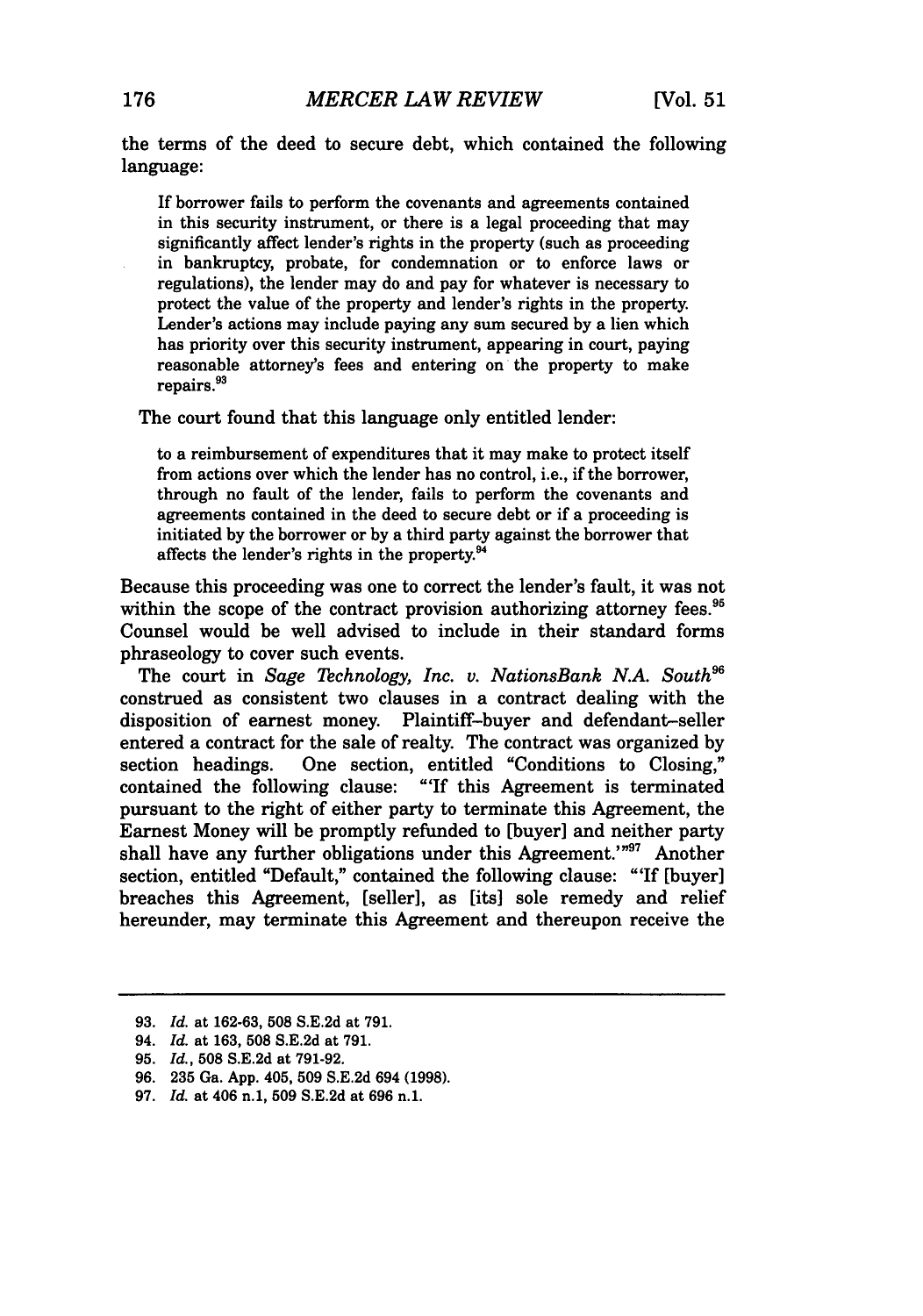the terms of the deed to secure debt, which contained the following language:

> If borrower fails to perform the covenants and agreements contained in this security instrument, or there is a legal proceeding that may significantly affect lender's rights in the property (such as proceeding in bankruptcy, probate, for condemnation or to enforce laws or regulations), the lender may do and pay for whatever is necessary to protect the value of the property and lender's rights in the property. Lender's actions may include paying any sum secured by a lien which has priority over this security instrument, appearing in court, paying reasonable attorney's fees and entering on the property to make repairs.[93]

The court found that this language only entitled lender:

> to a reimbursement of expenditures that it may make to protect itself from actions over which the lender has no control, i.e., if the borrower, through no fault of the lender, fails to perform the covenants and agreements contained in the deed to secure debt or if a proceeding is initiated by the borrower or by a third party against the borrower that affects the lender's rights in the property.[94]

Because this proceeding was one to correct the lender's fault, it was not within the scope of the contract provision authorizing attorney fees.[95] Counsel would be well advised to include in their standard forms phraseology to cover such events.

The court in *Sage Technology, Inc. v. NationsBank N.A. South*[96] construed as consistent two clauses in a contract dealing with the disposition of earnest money. Plaintiff–buyer and defendant–seller entered a contract for the sale of realty. The contract was organized by section headings. One section, entitled "Conditions to Closing," contained the following clause: "'If this Agreement is terminated pursuant to the right of either party to terminate this Agreement, the Earnest Money will be promptly refunded to [buyer] and neither party shall have any further obligations under this Agreement.'"[97] Another section, entitled "Default," contained the following clause: "'If [buyer] breaches this Agreement, [seller], as [its] sole remedy and relief hereunder, may terminate this Agreement and thereupon receive the

---

93. *Id.* at 162-63, 508 S.E.2d at 791.
94. *Id.* at 163, 508 S.E.2d at 791.
95. *Id.*, 508 S.E.2d at 791-92.
96. 235 Ga. App. 405, 509 S.E.2d 694 (1998).
97. *Id.* at 406 n.1, 509 S.E.2d at 696 n.1.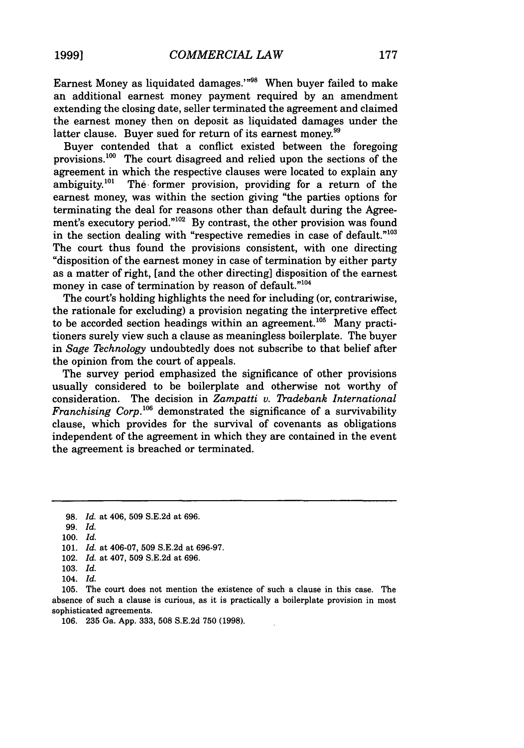Earnest Money as liquidated damages.'"[98] When buyer failed to make an additional earnest money payment required by an amendment extending the closing date, seller terminated the agreement and claimed the earnest money then on deposit as liquidated damages under the latter clause. Buyer sued for return of its earnest money.[99]

Buyer contended that a conflict existed between the foregoing provisions.[100] The court disagreed and relied upon the sections of the agreement in which the respective clauses were located to explain any ambiguity.[101] The former provision, providing for a return of the earnest money, was within the section giving "the parties options for terminating the deal for reasons other than default during the Agreement's executory period."[102] By contrast, the other provision was found in the section dealing with "respective remedies in case of default."[103] The court thus found the provisions consistent, with one directing "disposition of the earnest money in case of termination by either party as a matter of right, [and the other directing] disposition of the earnest money in case of termination by reason of default."[104]

The court's holding highlights the need for including (or, contrariwise, the rationale for excluding) a provision negating the interpretive effect to be accorded section headings within an agreement.[105] Many practitioners surely view such a clause as meaningless boilerplate. The buyer in *Sage Technology* undoubtedly does not subscribe to that belief after the opinion from the court of appeals.

The survey period emphasized the significance of other provisions usually considered to be boilerplate and otherwise not worthy of consideration. The decision in *Zampatti v. Tradebank International Franchising Corp.*[106] demonstrated the significance of a survivability clause, which provides for the survival of covenants as obligations independent of the agreement in which they are contained in the event the agreement is breached or terminated.

---

98. *Id.* at 406, 509 S.E.2d at 696.

99. *Id.*

100. *Id.*

101. *Id.* at 406-07, 509 S.E.2d at 696-97.

102. *Id.* at 407, 509 S.E.2d at 696.

103. *Id.*

104. *Id.*

105. The court does not mention the existence of such a clause in this case. The absence of such a clause is curious, as it is practically a boilerplate provision in most sophisticated agreements.

106. 235 Ga. App. 333, 508 S.E.2d 750 (1998).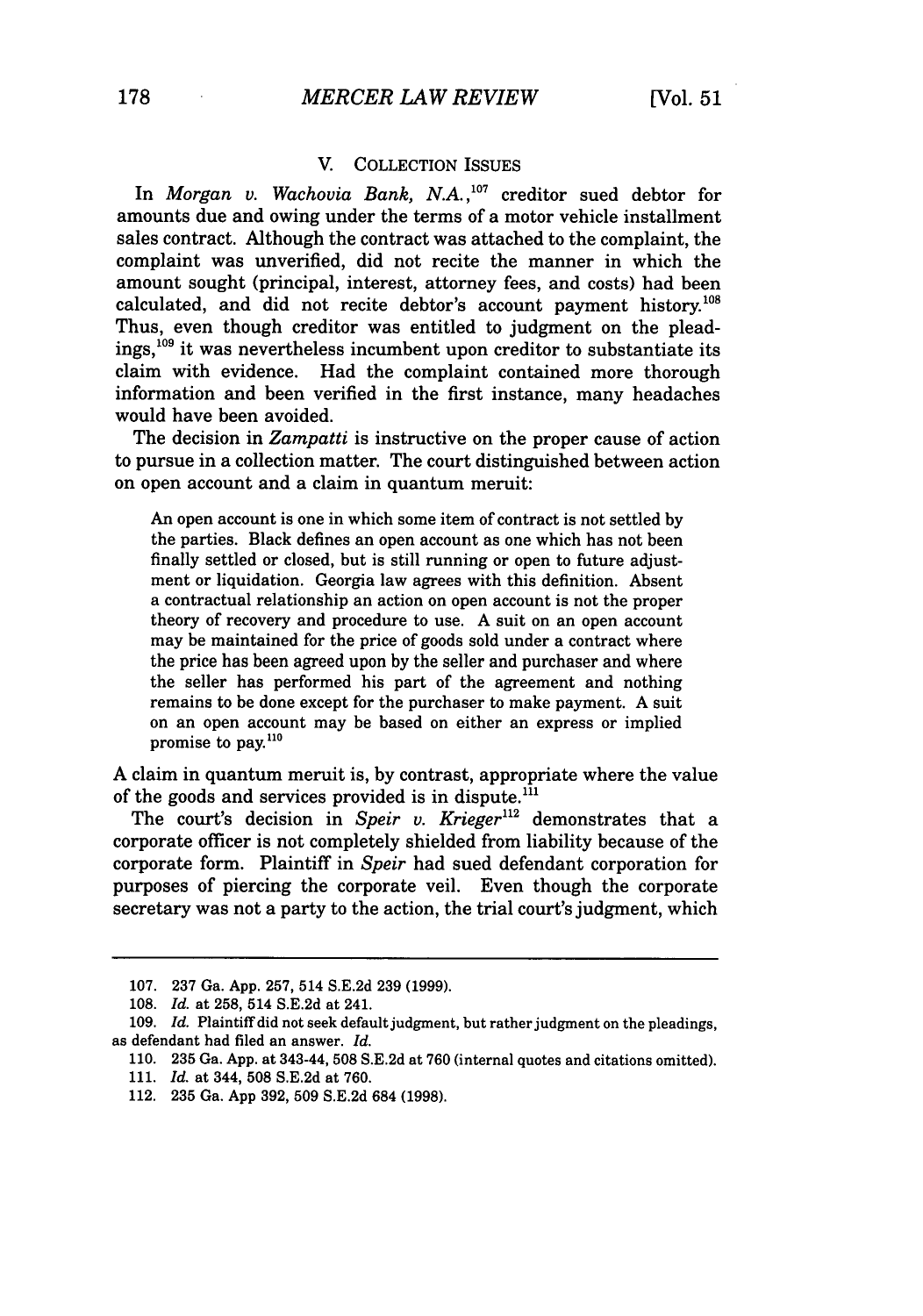## V. COLLECTION ISSUES

In *Morgan v. Wachovia Bank, N.A.*,[107] creditor sued debtor for amounts due and owing under the terms of a motor vehicle installment sales contract. Although the contract was attached to the complaint, the complaint was unverified, did not recite the manner in which the amount sought (principal, interest, attorney fees, and costs) had been calculated, and did not recite debtor's account payment history.[108] Thus, even though creditor was entitled to judgment on the pleadings,[109] it was nevertheless incumbent upon creditor to substantiate its claim with evidence. Had the complaint contained more thorough information and been verified in the first instance, many headaches would have been avoided.

The decision in *Zampatti* is instructive on the proper cause of action to pursue in a collection matter. The court distinguished between action on open account and a claim in quantum meruit:

> An open account is one in which some item of contract is not settled by the parties. Black defines an open account as one which has not been finally settled or closed, but is still running or open to future adjustment or liquidation. Georgia law agrees with this definition. Absent a contractual relationship an action on open account is not the proper theory of recovery and procedure to use. A suit on an open account may be maintained for the price of goods sold under a contract where the price has been agreed upon by the seller and purchaser and where the seller has performed his part of the agreement and nothing remains to be done except for the purchaser to make payment. A suit on an open account may be based on either an express or implied promise to pay.[110]

A claim in quantum meruit is, by contrast, appropriate where the value of the goods and services provided is in dispute.[111]

The court's decision in *Speir v. Krieger*[112] demonstrates that a corporate officer is not completely shielded from liability because of the corporate form. Plaintiff in *Speir* had sued defendant corporation for purposes of piercing the corporate veil. Even though the corporate secretary was not a party to the action, the trial court's judgment, which

---

107. 237 Ga. App. 257, 514 S.E.2d 239 (1999).

108. *Id.* at 258, 514 S.E.2d at 241.

109. *Id.* Plaintiff did not seek default judgment, but rather judgment on the pleadings, as defendant had filed an answer. *Id.*

110. 235 Ga. App. at 343-44, 508 S.E.2d at 760 (internal quotes and citations omitted).

111. *Id.* at 344, 508 S.E.2d at 760.

112. 235 Ga. App 392, 509 S.E.2d 684 (1998).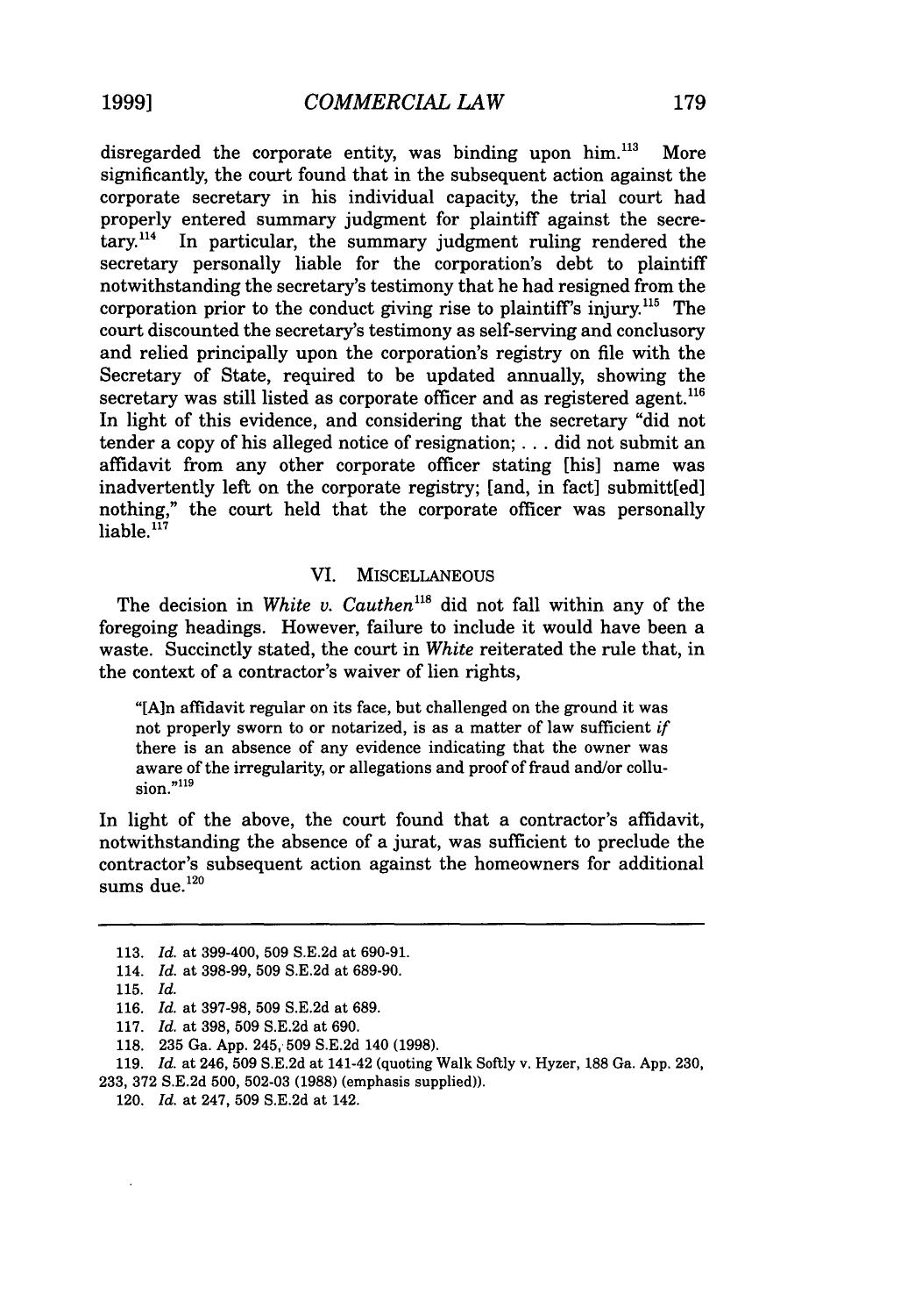disregarded the corporate entity, was binding upon him.[113] More significantly, the court found that in the subsequent action against the corporate secretary in his individual capacity, the trial court had properly entered summary judgment for plaintiff against the secretary.[114] In particular, the summary judgment ruling rendered the secretary personally liable for the corporation's debt to plaintiff notwithstanding the secretary's testimony that he had resigned from the corporation prior to the conduct giving rise to plaintiff's injury.[115] The court discounted the secretary's testimony as self-serving and conclusory and relied principally upon the corporation's registry on file with the Secretary of State, required to be updated annually, showing the secretary was still listed as corporate officer and as registered agent.[116] In light of this evidence, and considering that the secretary "did not tender a copy of his alleged notice of resignation; . . . did not submit an affidavit from any other corporate officer stating [his] name was inadvertently left on the corporate registry; [and, in fact] submitt[ed] nothing," the court held that the corporate officer was personally liable.[117]

## VI. MISCELLANEOUS

The decision in *White v. Cauthen*[118] did not fall within any of the foregoing headings. However, failure to include it would have been a waste. Succinctly stated, the court in *White* reiterated the rule that, in the context of a contractor's waiver of lien rights,

> "[A]n affidavit regular on its face, but challenged on the ground it was not properly sworn to or notarized, is as a matter of law sufficient *if* there is an absence of any evidence indicating that the owner was aware of the irregularity, or allegations and proof of fraud and/or collusion."[119]

In light of the above, the court found that a contractor's affidavit, notwithstanding the absence of a jurat, was sufficient to preclude the contractor's subsequent action against the homeowners for additional sums due.[120]

---

113. *Id.* at 399-400, 509 S.E.2d at 690-91.

114. *Id.* at 398-99, 509 S.E.2d at 689-90.

115. *Id.*

116. *Id.* at 397-98, 509 S.E.2d at 689.

117. *Id.* at 398, 509 S.E.2d at 690.

118. 235 Ga. App. 245, 509 S.E.2d 140 (1998).

119. *Id.* at 246, 509 S.E.2d at 141-42 (quoting Walk Softly v. Hyzer, 188 Ga. App. 230, 233, 372 S.E.2d 500, 502-03 (1988) (emphasis supplied)).

120. *Id.* at 247, 509 S.E.2d at 142.